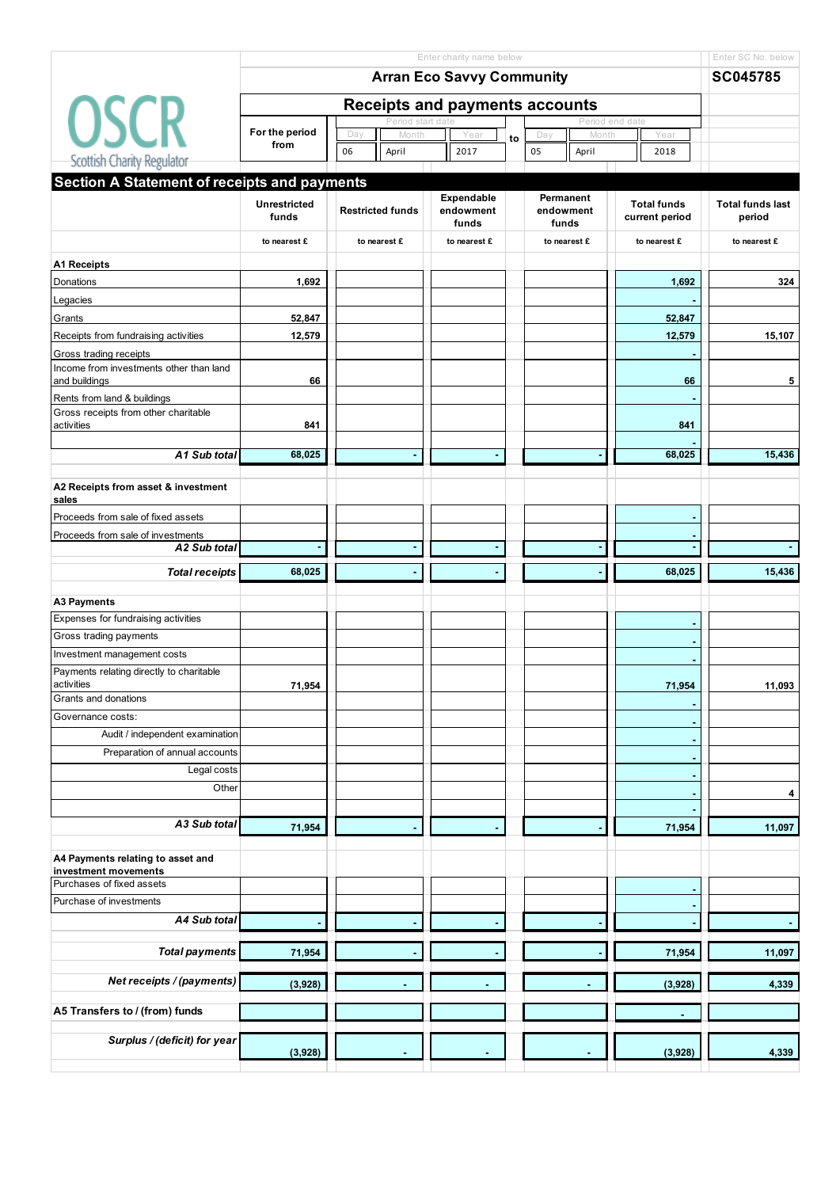OSCR Scottish Charity Regulator

Enter charity name below

**Arran Eco Savvy Community**

Enter SC No. below

**SC045785**

## Receipts and payments accounts

| For the period from | Day | Month | Year | to | Day | Month | Year |
|---|---|---|---|---|---|---|---|
| | 06 | April | 2017 | | 05 | April | 2018 |

## Section A Statement of receipts and payments

| | Unrestricted funds | Restricted funds | Expendable endowment funds | Permanent endowment funds | Total funds current period | Total funds last period |
|---|---|---|---|---|---|---|
| | to nearest £ | to nearest £ | to nearest £ | to nearest £ | to nearest £ | to nearest £ |
| **A1 Receipts** | | | | | | |
| Donations | 1,692 | | | | 1,692 | 324 |
| Legacies | | | | | - | |
| Grants | 52,847 | | | | 52,847 | |
| Receipts from fundraising activities | 12,579 | | | | 12,579 | 15,107 |
| Gross trading receipts | | | | | - | |
| Income from investments other than land and buildings | 66 | | | | 66 | 5 |
| Rents from land & buildings | | | | | - | |
| Gross receipts from other charitable activities | 841 | | | | 841 | |
| | | | | | - | |
| ***A1 Sub total*** | 68,025 | - | - | - | 68,025 | 15,436 |
| **A2 Receipts from asset & investment sales** | | | | | | |
| Proceeds from sale of fixed assets | | | | | - | |
| Proceeds from sale of investments | | | | | - | |
| ***A2 Sub total*** | - | - | - | - | - | - |
| ***Total receipts*** | 68,025 | - | - | - | 68,025 | 15,436 |
| **A3 Payments** | | | | | | |
| Expenses for fundraising activities | | | | | - | |
| Gross trading payments | | | | | - | |
| Investment management costs | | | | | - | |
| Payments relating directly to charitable activities | 71,954 | | | | 71,954 | 11,093 |
| Grants and donations | | | | | - | |
| Governance costs: | | | | | - | |
| Audit / independent examination | | | | | - | |
| Preparation of annual accounts | | | | | - | |
| Legal costs | | | | | - | |
| Other | | | | | - | 4 |
| | | | | | - | |
| ***A3 Sub total*** | 71,954 | - | - | - | 71,954 | 11,097 |
| **A4 Payments relating to asset and investment movements** | | | | | | |
| Purchases of fixed assets | | | | | - | |
| Purchase of investments | | | | | - | |
| ***A4 Sub total*** | - | - | - | - | - | - |
| ***Total payments*** | 71,954 | - | - | - | 71,954 | 11,097 |
| ***Net receipts / (payments)*** | (3,928) | - | - | - | (3,928) | 4,339 |
| **A5 Transfers to / (from) funds** | | | | | - | |
| ***Surplus / (deficit) for year*** | (3,928) | - | - | - | (3,928) | 4,339 |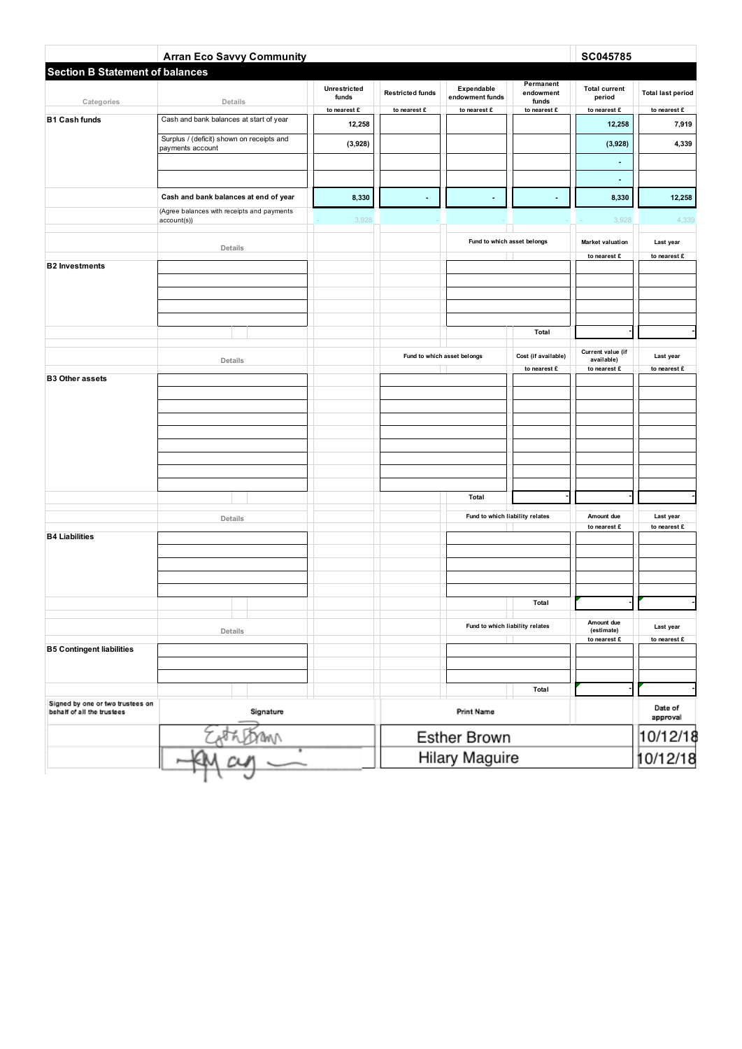**Arran Eco Savvy Community** | **SC045785**

## Section B Statement of balances

| Categories | Details | Unrestricted funds | Restricted funds | Expendable endowment funds | Permanent endowment funds | Total current period | Total last period |
|---|---|---|---|---|---|---|---|
| | | to nearest £ | to nearest £ | to nearest £ | to nearest £ | to nearest £ | to nearest £ |
| **B1 Cash funds** | Cash and bank balances at start of year | 12,258 | | | | 12,258 | 7,919 |
| | Surplus / (deficit) shown on receipts and payments account | (3,928) | | | | (3,928) | 4,339 |
| | | | | | | - | |
| | | | | | | - | |
| | **Cash and bank balances at end of year** | 8,330 | - | - | - | 8,330 | 12,258 |
| | (Agree balances with receipts and payments account(s)) | - 3,928 | - | - | - | - 3,928 | 4,339 |

| Categories | Details | Fund to which asset belongs | Market valuation | Last year |
|---|---|---|---|---|
| | | | to nearest £ | to nearest £ |
| **B2 Investments** | | | | |
| | | **Total** | - | - |

| Categories | Details | Fund to which asset belongs | Cost (if available) | Current value (if available) | Last year |
|---|---|---|---|---|---|
| | | | to nearest £ | to nearest £ | to nearest £ |
| **B3 Other assets** | | | | | |
| | | **Total** | - | - | - |

| Categories | Details | Fund to which liability relates | Amount due | Last year |
|---|---|---|---|---|
| | | | to nearest £ | to nearest £ |
| **B4 Liabilities** | | | | |
| | | **Total** | - | - |

| Categories | Details | Fund to which liability relates | Amount due (estimate) | Last year |
|---|---|---|---|---|
| | | | to nearest £ | to nearest £ |
| **B5 Contingent liabilities** | | | | |
| | | **Total** | - | - |

| Signed by one or two trustees on behalf of all the trustees | Signature | Print Name | Date of approval |
|---|---|---|---|
| | *(signature)* | Esther Brown | 10/12/18 |
| | *(signature)* | Hilary Maguire | 10/12/18 |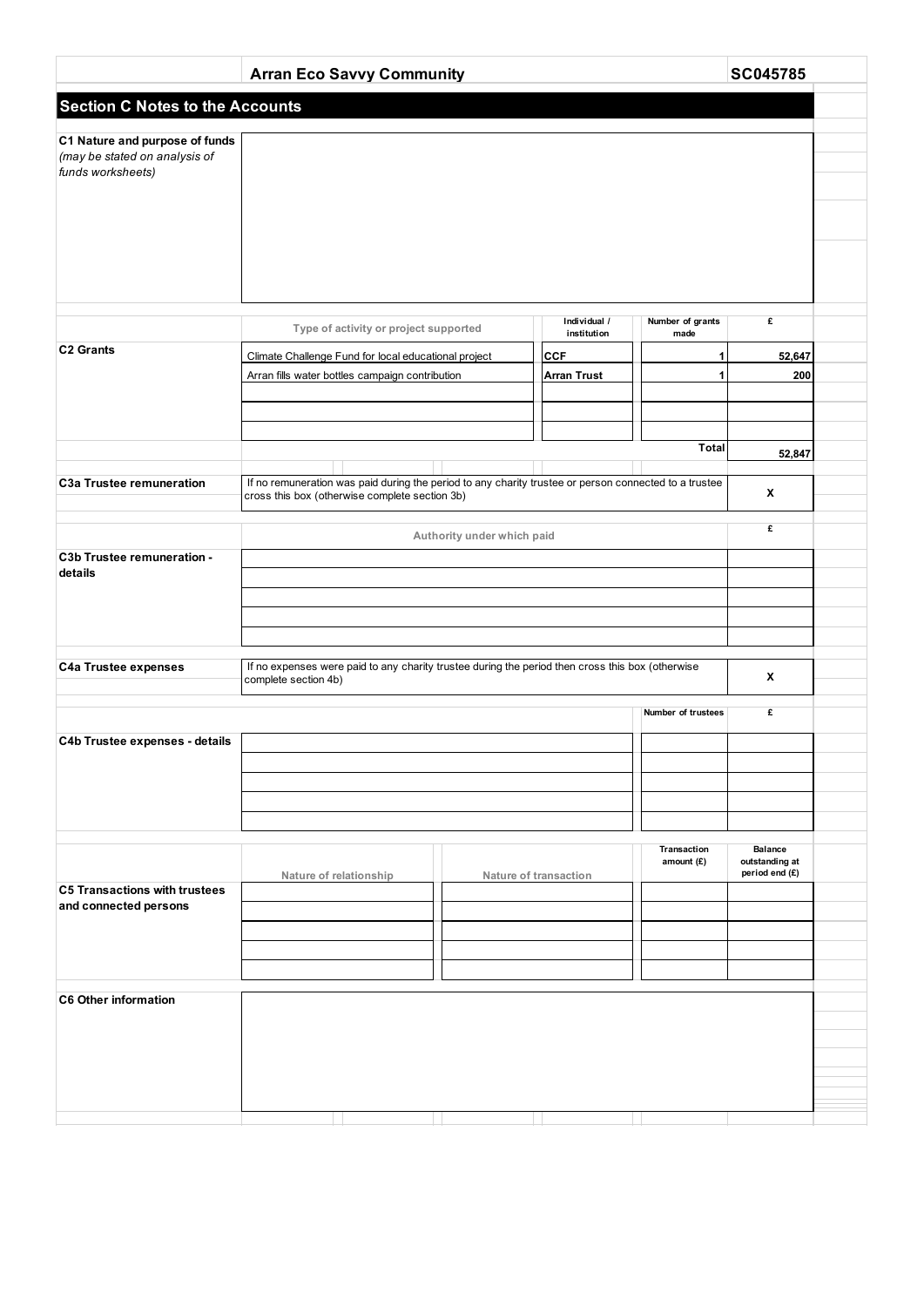**Arran Eco Savvy Community** SC045785

## Section C Notes to the Accounts

**C1 Nature and purpose of funds**
*(may be stated on analysis of funds worksheets)*

**C2 Grants**

| Type of activity or project supported | Individual / institution | Number of grants made | £ |
|---|---|---|---|
| Climate Challenge Fund for local educational project | CCF | 1 | 52,647 |
| Arran fills water bottles campaign contribution | Arran Trust | 1 | 200 |
| | | | |
| | | | |
| | | | |
| | | Total | 52,847 |

**C3a Trustee remuneration**

If no remuneration was paid during the period to any charity trustee or person connected to a trustee cross this box (otherwise complete section 3b) — **X**

**C3b Trustee remuneration - details**

| Authority under which paid | £ |
|---|---|
| | |
| | |
| | |
| | |
| | |

**C4a Trustee expenses**

If no expenses were paid to any charity trustee during the period then cross this box (otherwise complete section 4b) — **X**

**C4b Trustee expenses - details**

| | Number of trustees | £ |
|---|---|---|
| | | |
| | | |
| | | |
| | | |
| | | |

**C5 Transactions with trustees and connected persons**

| Nature of relationship | Nature of transaction | Transaction amount (£) | Balance outstanding at period end (£) |
|---|---|---|---|
| | | | |
| | | | |
| | | | |
| | | | |
| | | | |

**C6 Other information**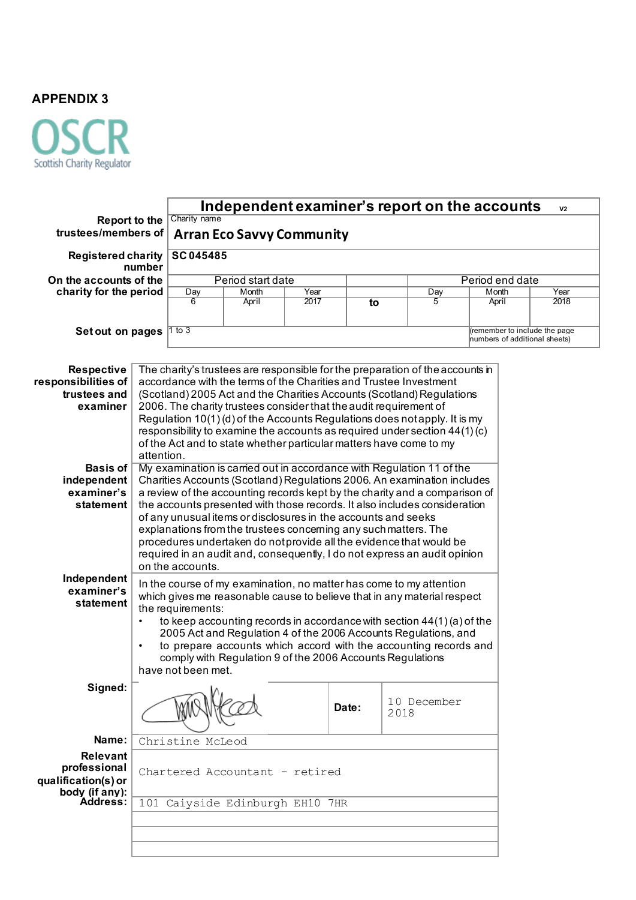**APPENDIX 3**

OSCR
Scottish Charity Regulator

## Independent examiner's report on the accounts v2

| | |
|---|---|
| **Report to the trustees/members of** | Charity name<br>**Arran Eco Savvy Community** |
| **Registered charity number** | **SC 045485** |

**On the accounts of the charity for the period**

| Period start date | | | | Period end date | | |
|---|---|---|---|---|---|---|
| Day | Month | Year | | Day | Month | Year |
| 6 | April | 2017 | **to** | 5 | April | 2018 |

| | | |
|---|---|---|
| **Set out on pages** | 1 to 3 | (remember to include the page numbers of additional sheets) |

| | |
|---|---|
| **Respective responsibilities of trustees and examiner** | The charity's trustees are responsible for the preparation of the accounts in accordance with the terms of the Charities and Trustee Investment (Scotland) 2005 Act and the Charities Accounts (Scotland) Regulations 2006. The charity trustees consider that the audit requirement of Regulation 10(1) (d) of the Accounts Regulations does not apply. It is my responsibility to examine the accounts as required under section 44(1) (c) of the Act and to state whether particular matters have come to my attention. |
| **Basis of independent examiner's statement** | My examination is carried out in accordance with Regulation 11 of the Charities Accounts (Scotland) Regulations 2006. An examination includes a review of the accounting records kept by the charity and a comparison of the accounts presented with those records. It also includes consideration of any unusual items or disclosures in the accounts and seeks explanations from the trustees concerning any such matters. The procedures undertaken do not provide all the evidence that would be required in an audit and, consequently, I do not express an audit opinion on the accounts. |
| **Independent examiner's statement** | In the course of my examination, no matter has come to my attention which gives me reasonable cause to believe that in any material respect the requirements:<br>• to keep accounting records in accordance with section 44(1) (a) of the 2005 Act and Regulation 4 of the 2006 Accounts Regulations, and<br>• to prepare accounts which accord with the accounting records and comply with Regulation 9 of the 2006 Accounts Regulations<br>have not been met. |

| | | | |
|---|---|---|---|
| **Signed:** | [signature] | **Date:** | 10 December 2018 |
| **Name:** | Christine McLeod | | |
| **Relevant professional qualification(s) or body (if any):** | Chartered Accountant - retired | | |
| **Address:** | 101 Caiyside Edinburgh EH10 7HR | | |